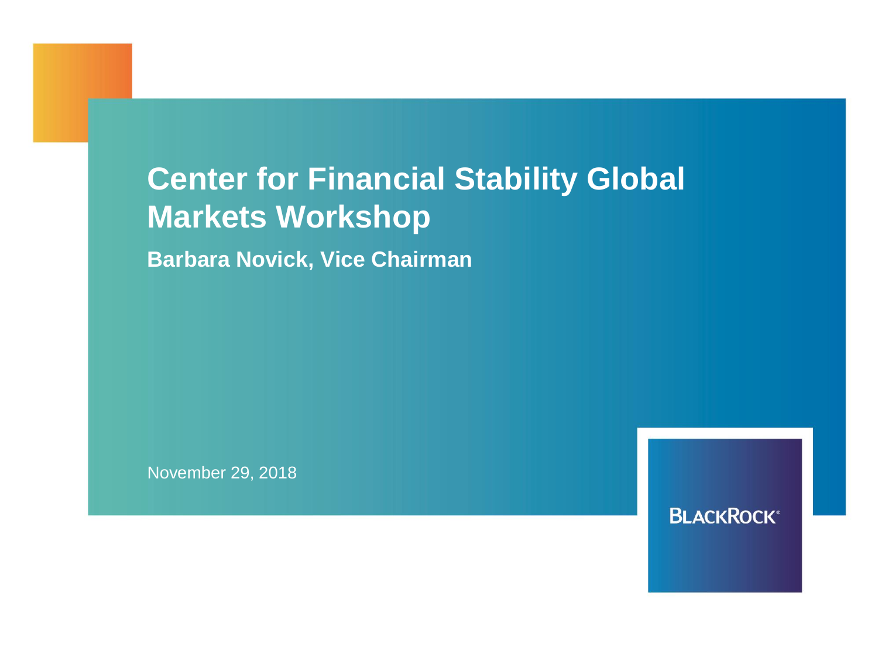# Center for Financial Stability Global Markets Workshop

**Barbara Novick, Vice Chairman**

November 29, 2018

BLACKROCK®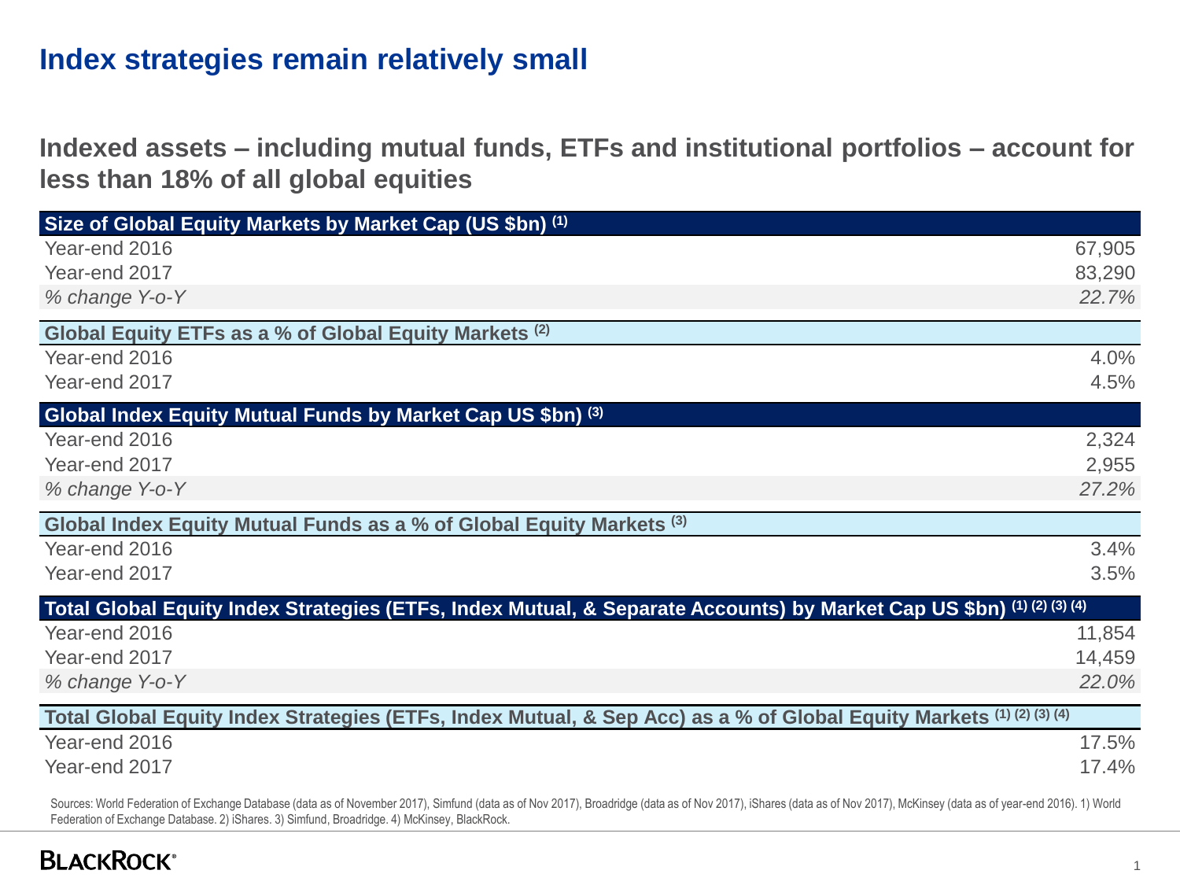# Index strategies remain relatively small

## Indexed assets – including mutual funds, ETFs and institutional portfolios – account for less than 18% of all global equities

| **Size of Global Equity Markets by Market Cap (US $bn) (1)** | |
|---|---|
| Year-end 2016 | 67,905 |
| Year-end 2017 | 83,290 |
| *% change Y-o-Y* | *22.7%* |
| **Global Equity ETFs as a % of Global Equity Markets (2)** | |
| Year-end 2016 | 4.0% |
| Year-end 2017 | 4.5% |
| **Global Index Equity Mutual Funds by Market Cap US $bn) (3)** | |
| Year-end 2016 | 2,324 |
| Year-end 2017 | 2,955 |
| *% change Y-o-Y* | *27.2%* |
| **Global Index Equity Mutual Funds as a % of Global Equity Markets (3)** | |
| Year-end 2016 | 3.4% |
| Year-end 2017 | 3.5% |
| **Total Global Equity Index Strategies (ETFs, Index Mutual, & Separate Accounts) by Market Cap US $bn) (1) (2) (3) (4)** | |
| Year-end 2016 | 11,854 |
| Year-end 2017 | 14,459 |
| *% change Y-o-Y* | *22.0%* |
| **Total Global Equity Index Strategies (ETFs, Index Mutual, & Sep Acc) as a % of Global Equity Markets (1) (2) (3) (4)** | |
| Year-end 2016 | 17.5% |
| Year-end 2017 | 17.4% |

Sources: World Federation of Exchange Database (data as of November 2017), Simfund (data as of Nov 2017), Broadridge (data as of Nov 2017), iShares (data as of Nov 2017), McKinsey (data as of year-end 2016). 1) World Federation of Exchange Database. 2) iShares. 3) Simfund, Broadridge. 4) McKinsey, BlackRock.

BLACKROCK®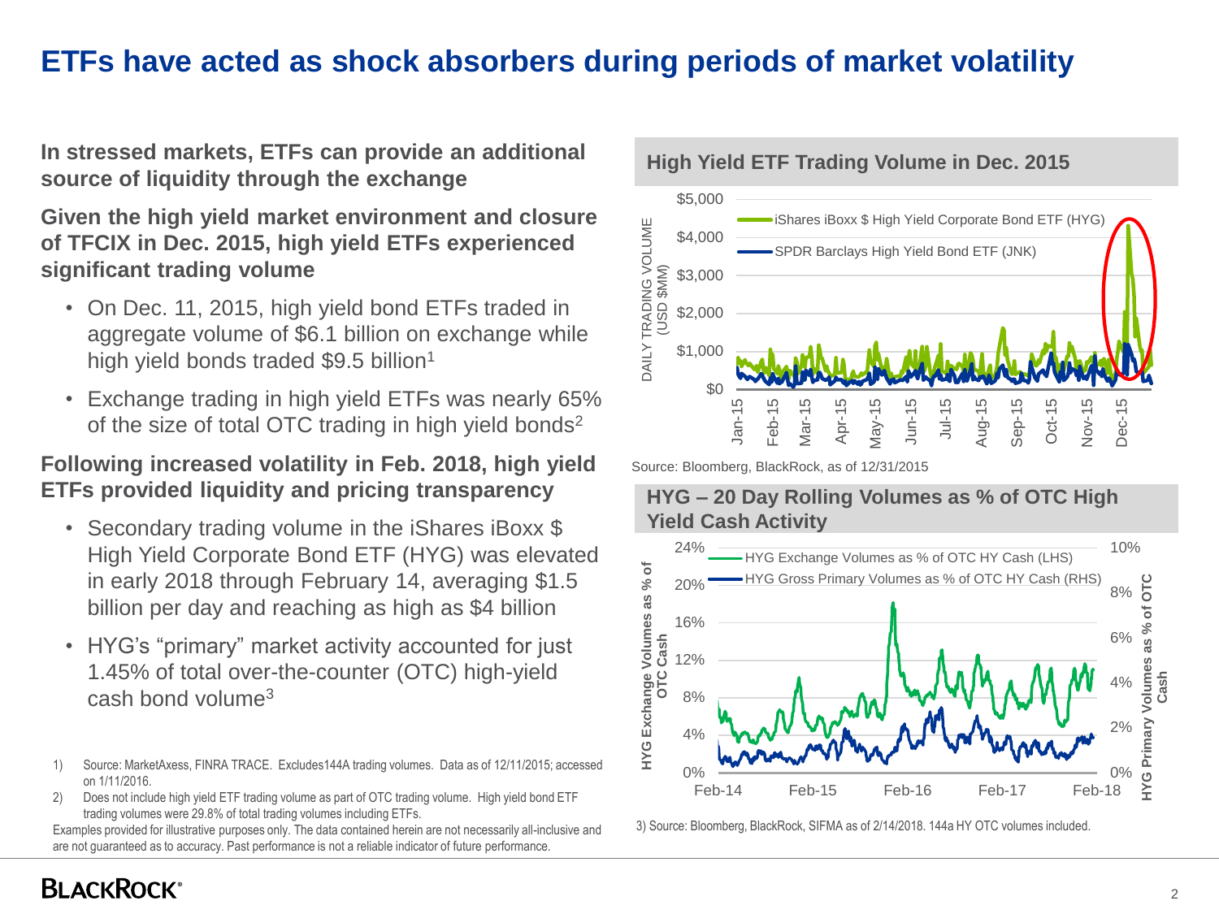# ETFs have acted as shock absorbers during periods of market volatility

**In stressed markets, ETFs can provide an additional source of liquidity through the exchange**

**Given the high yield market environment and closure of TFCIX in Dec. 2015, high yield ETFs experienced significant trading volume**

- On Dec. 11, 2015, high yield bond ETFs traded in aggregate volume of $6.1 billion on exchange while high yield bonds traded $9.5 billion[1]
- Exchange trading in high yield ETFs was nearly 65% of the size of total OTC trading in high yield bonds[2]

**Following increased volatility in Feb. 2018, high yield ETFs provided liquidity and pricing transparency**

- Secondary trading volume in the iShares iBoxx $ High Yield Corporate Bond ETF (HYG) was elevated in early 2018 through February 14, averaging $1.5 billion per day and reaching as high as $4 billion
- HYG's "primary" market activity accounted for just 1.45% of total over-the-counter (OTC) high-yield cash bond volume[3]

**High Yield ETF Trading Volume in Dec. 2015**

Source: Bloomberg, BlackRock, as of 12/31/2015

**HYG – 20 Day Rolling Volumes as % of OTC High Yield Cash Activity**

3) Source: Bloomberg, BlackRock, SIFMA as of 2/14/2018. 144a HY OTC volumes included.

1) Source: MarketAxess, FINRA TRACE. Excludes144A trading volumes. Data as of 12/11/2015; accessed on 1/11/2016.

2) Does not include high yield ETF trading volume as part of OTC trading volume. High yield bond ETF trading volumes were 29.8% of total trading volumes including ETFs.

Examples provided for illustrative purposes only. The data contained herein are not necessarily all-inclusive and are not guaranteed as to accuracy. Past performance is not a reliable indicator of future performance.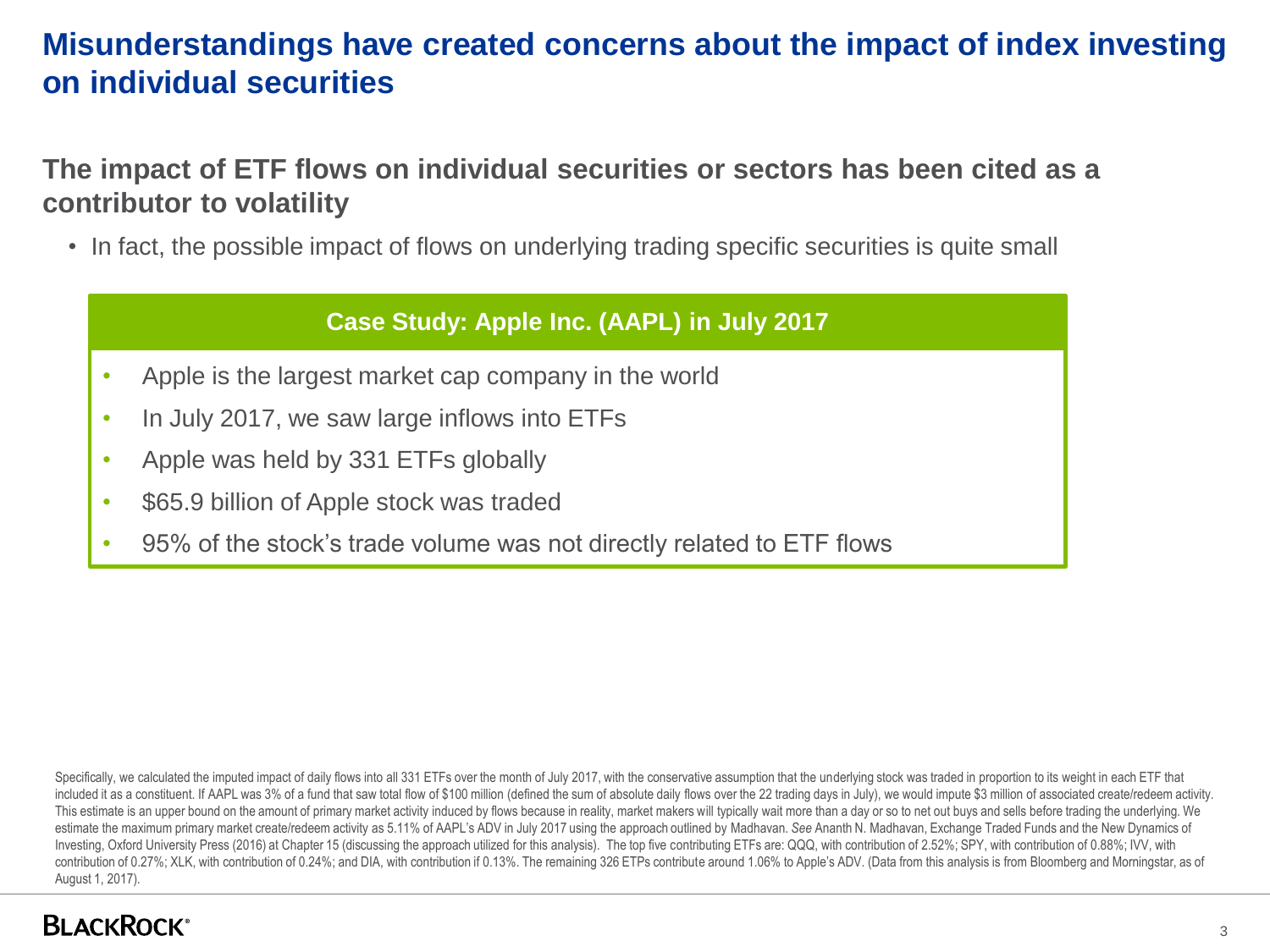# Misunderstandings have created concerns about the impact of index investing on individual securities

## The impact of ETF flows on individual securities or sectors has been cited as a contributor to volatility

- In fact, the possible impact of flows on underlying trading specific securities is quite small

### Case Study: Apple Inc. (AAPL) in July 2017

- Apple is the largest market cap company in the world
- In July 2017, we saw large inflows into ETFs
- Apple was held by 331 ETFs globally
- $65.9 billion of Apple stock was traded
- 95% of the stock’s trade volume was not directly related to ETF flows

Specifically, we calculated the imputed impact of daily flows into all 331 ETFs over the month of July 2017, with the conservative assumption that the underlying stock was traded in proportion to its weight in each ETF that included it as a constituent. If AAPL was 3% of a fund that saw total flow of $100 million (defined the sum of absolute daily flows over the 22 trading days in July), we would impute $3 million of associated create/redeem activity. This estimate is an upper bound on the amount of primary market activity induced by flows because in reality, market makers will typically wait more than a day or so to net out buys and sells before trading the underlying. We estimate the maximum primary market create/redeem activity as 5.11% of AAPL’s ADV in July 2017 using the approach outlined by Madhavan. *See* Ananth N. Madhavan, Exchange Traded Funds and the New Dynamics of Investing, Oxford University Press (2016) at Chapter 15 (discussing the approach utilized for this analysis). The top five contributing ETFs are: QQQ, with contribution of 2.52%; SPY, with contribution of 0.88%; IVV, with contribution of 0.27%; XLK, with contribution of 0.24%; and DIA, with contribution if 0.13%. The remaining 326 ETPs contribute around 1.06% to Apple’s ADV. (Data from this analysis is from Bloomberg and Morningstar, as of August 1, 2017).

BLACKROCK®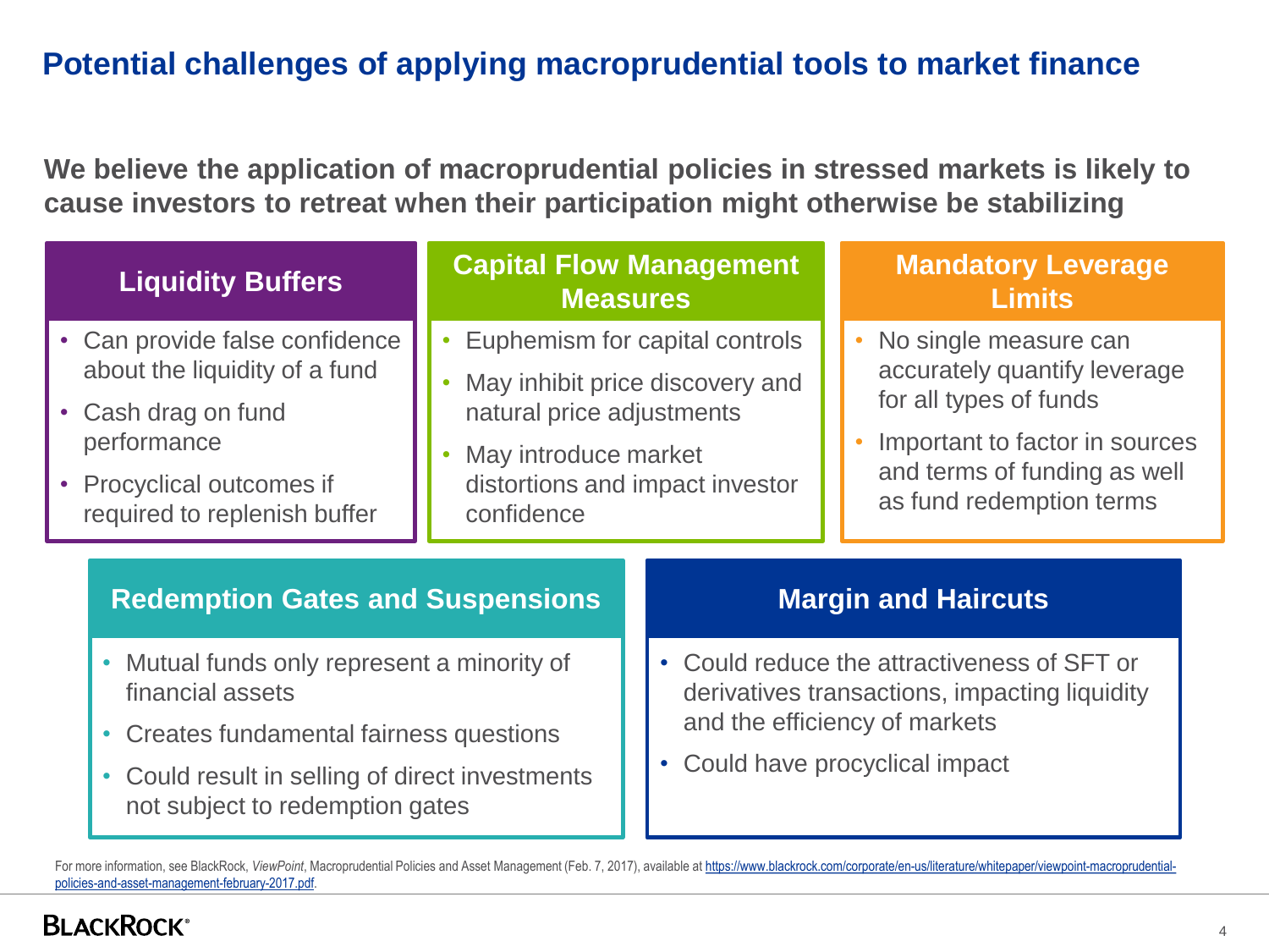# Potential challenges of applying macroprudential tools to market finance

**We believe the application of macroprudential policies in stressed markets is likely to cause investors to retreat when their participation might otherwise be stabilizing**

### Liquidity Buffers

- Can provide false confidence about the liquidity of a fund
- Cash drag on fund performance
- Procyclical outcomes if required to replenish buffer

### Capital Flow Management Measures

- Euphemism for capital controls
- May inhibit price discovery and natural price adjustments
- May introduce market distortions and impact investor confidence

### Mandatory Leverage Limits

- No single measure can accurately quantify leverage for all types of funds
- Important to factor in sources and terms of funding as well as fund redemption terms

### Redemption Gates and Suspensions

- Mutual funds only represent a minority of financial assets
- Creates fundamental fairness questions
- Could result in selling of direct investments not subject to redemption gates

### Margin and Haircuts

- Could reduce the attractiveness of SFT or derivatives transactions, impacting liquidity and the efficiency of markets
- Could have procyclical impact

For more information, see BlackRock, *ViewPoint*, Macroprudential Policies and Asset Management (Feb. 7, 2017), available at https://www.blackrock.com/corporate/en-us/literature/whitepaper/viewpoint-macroprudential-policies-and-asset-management-february-2017.pdf.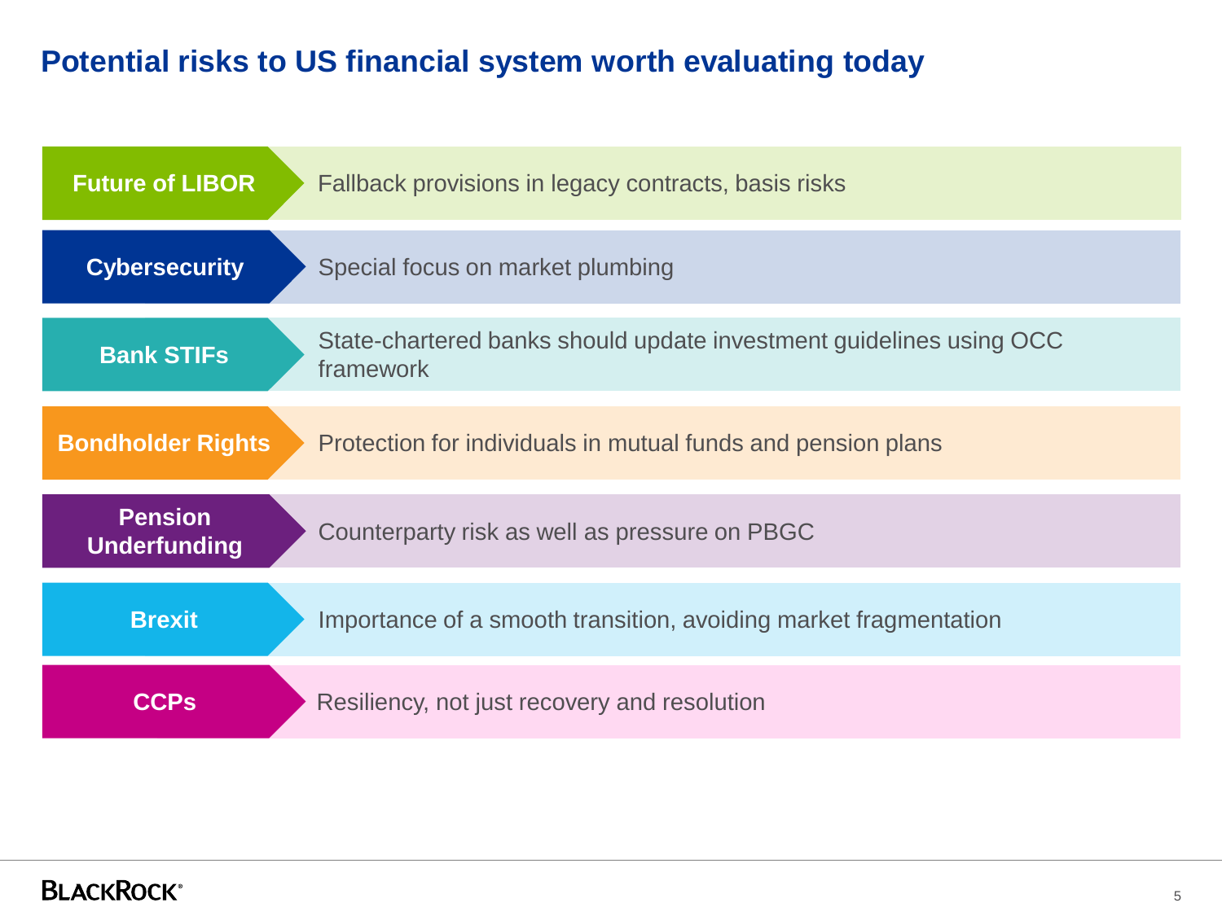# Potential risks to US financial system worth evaluating today

| Risk | Description |
| --- | --- |
| **Future of LIBOR** | Fallback provisions in legacy contracts, basis risks |
| **Cybersecurity** | Special focus on market plumbing |
| **Bank STIFs** | State-chartered banks should update investment guidelines using OCC framework |
| **Bondholder Rights** | Protection for individuals in mutual funds and pension plans |
| **Pension Underfunding** | Counterparty risk as well as pressure on PBGC |
| **Brexit** | Importance of a smooth transition, avoiding market fragmentation |
| **CCPs** | Resiliency, not just recovery and resolution |

BLACKROCK®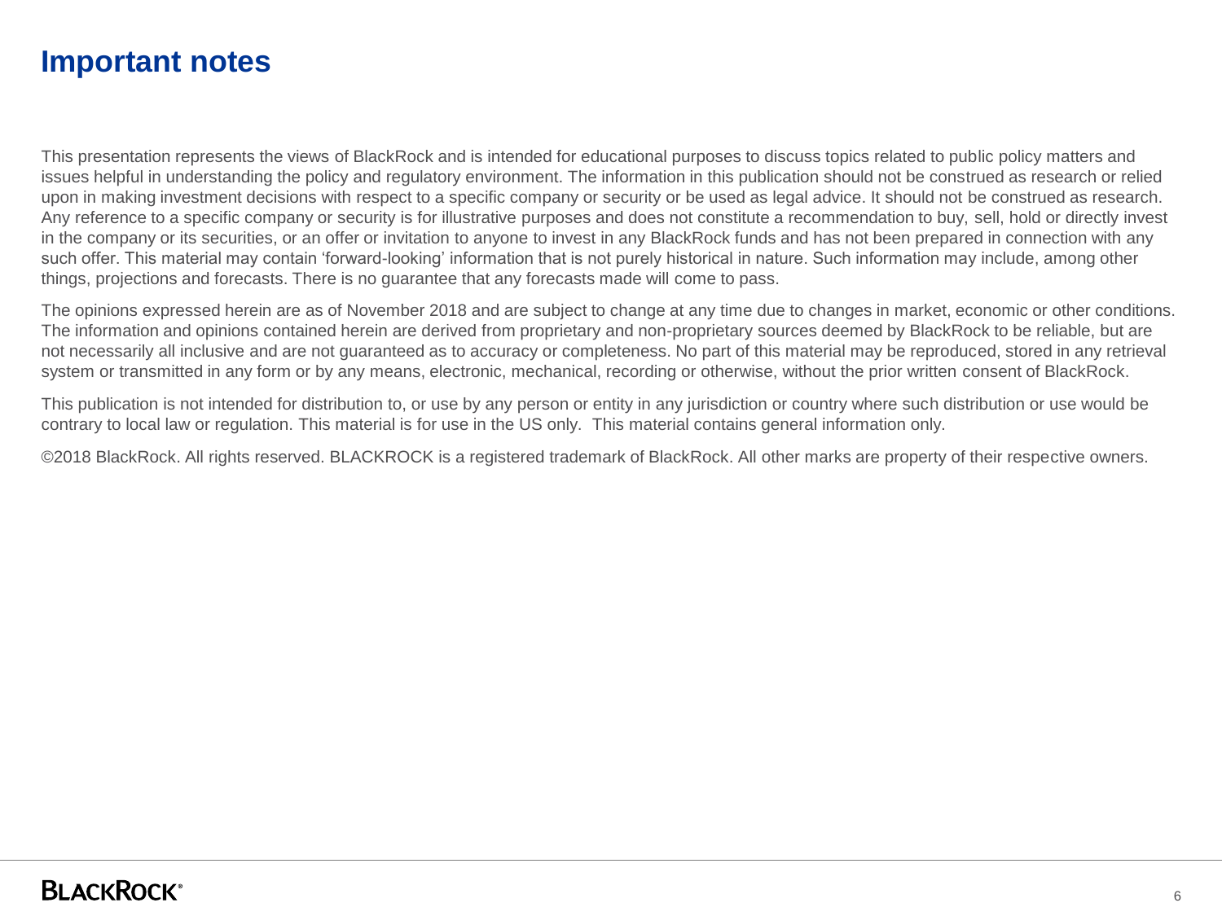# Important notes

This presentation represents the views of BlackRock and is intended for educational purposes to discuss topics related to public policy matters and issues helpful in understanding the policy and regulatory environment. The information in this publication should not be construed as research or relied upon in making investment decisions with respect to a specific company or security or be used as legal advice. It should not be construed as research. Any reference to a specific company or security is for illustrative purposes and does not constitute a recommendation to buy, sell, hold or directly invest in the company or its securities, or an offer or invitation to anyone to invest in any BlackRock funds and has not been prepared in connection with any such offer. This material may contain 'forward-looking' information that is not purely historical in nature. Such information may include, among other things, projections and forecasts. There is no guarantee that any forecasts made will come to pass.

The opinions expressed herein are as of November 2018 and are subject to change at any time due to changes in market, economic or other conditions. The information and opinions contained herein are derived from proprietary and non-proprietary sources deemed by BlackRock to be reliable, but are not necessarily all inclusive and are not guaranteed as to accuracy or completeness. No part of this material may be reproduced, stored in any retrieval system or transmitted in any form or by any means, electronic, mechanical, recording or otherwise, without the prior written consent of BlackRock.

This publication is not intended for distribution to, or use by any person or entity in any jurisdiction or country where such distribution or use would be contrary to local law or regulation. This material is for use in the US only. This material contains general information only.

©2018 BlackRock. All rights reserved. BLACKROCK is a registered trademark of BlackRock. All other marks are property of their respective owners.